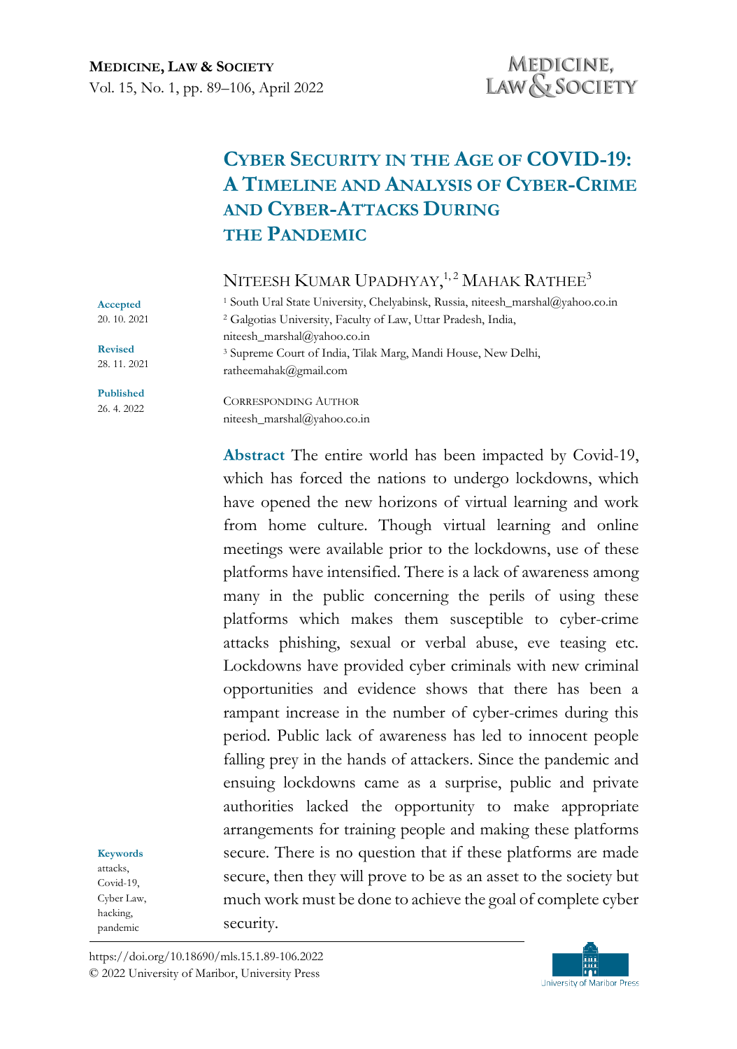# Cyber Security in the Age of COVID-19: A Timeline and Analysis of Cyber-Crime and Cyber-Attacks During the Pandemic

Niteesh Kumar Upadhyay,[1, 2] Mahak Rathee[3]

[1] South Ural State University, Chelyabinsk, Russia, niteesh_marshal@yahoo.co.in

[2] Galgotias University, Faculty of Law, Uttar Pradesh, India, niteesh_marshal@yahoo.co.in

[3] Supreme Court of India, Tilak Marg, Mandi House, New Delhi, ratheemahak@gmail.com

Corresponding Author
niteesh_marshal@yahoo.co.in

**Accepted** 20. 10. 2021

**Revised** 28. 11. 2021

**Published** 26. 4. 2022

**Abstract** The entire world has been impacted by Covid-19, which has forced the nations to undergo lockdowns, which have opened the new horizons of virtual learning and work from home culture. Though virtual learning and online meetings were available prior to the lockdowns, use of these platforms have intensified. There is a lack of awareness among many in the public concerning the perils of using these platforms which makes them susceptible to cyber-crime attacks phishing, sexual or verbal abuse, eve teasing etc. Lockdowns have provided cyber criminals with new criminal opportunities and evidence shows that there has been a rampant increase in the number of cyber-crimes during this period. Public lack of awareness has led to innocent people falling prey in the hands of attackers. Since the pandemic and ensuing lockdowns came as a surprise, public and private authorities lacked the opportunity to make appropriate arrangements for training people and making these platforms secure. There is no question that if these platforms are made secure, then they will prove to be as an asset to the society but much work must be done to achieve the goal of complete cyber security.

**Keywords** attacks, Covid-19, Cyber Law, hacking, pandemic

https://doi.org/10.18690/mls.15.1.89-106.2022
© 2022 University of Maribor, University Press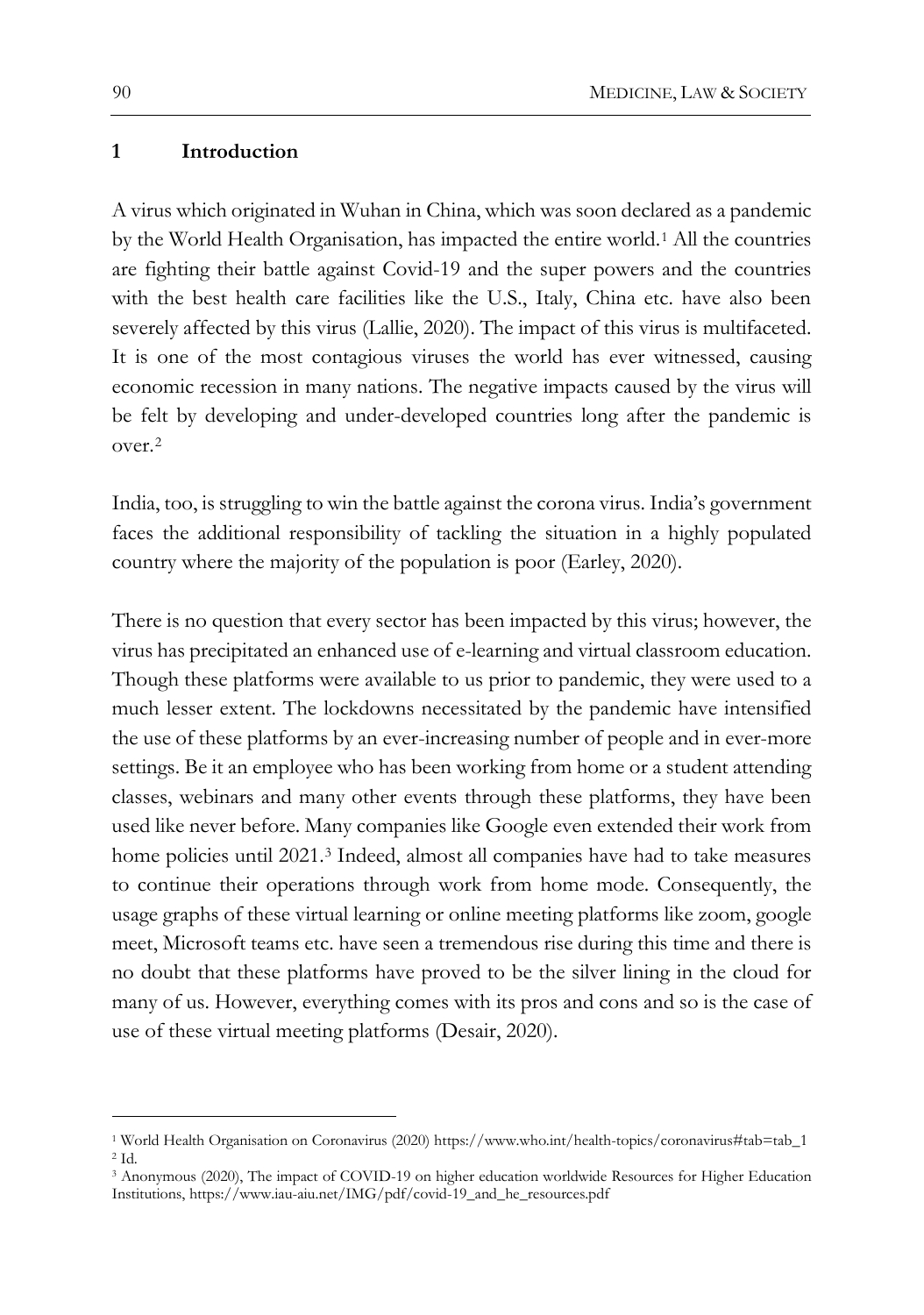## 1 Introduction

A virus which originated in Wuhan in China, which was soon declared as a pandemic by the World Health Organisation, has impacted the entire world.[1] All the countries are fighting their battle against Covid-19 and the super powers and the countries with the best health care facilities like the U.S., Italy, China etc. have also been severely affected by this virus (Lallie, 2020). The impact of this virus is multifaceted. It is one of the most contagious viruses the world has ever witnessed, causing economic recession in many nations. The negative impacts caused by the virus will be felt by developing and under-developed countries long after the pandemic is over.[2]

India, too, is struggling to win the battle against the corona virus. India's government faces the additional responsibility of tackling the situation in a highly populated country where the majority of the population is poor (Earley, 2020).

There is no question that every sector has been impacted by this virus; however, the virus has precipitated an enhanced use of e-learning and virtual classroom education. Though these platforms were available to us prior to pandemic, they were used to a much lesser extent. The lockdowns necessitated by the pandemic have intensified the use of these platforms by an ever-increasing number of people and in ever-more settings. Be it an employee who has been working from home or a student attending classes, webinars and many other events through these platforms, they have been used like never before. Many companies like Google even extended their work from home policies until 2021.[3] Indeed, almost all companies have had to take measures to continue their operations through work from home mode. Consequently, the usage graphs of these virtual learning or online meeting platforms like zoom, google meet, Microsoft teams etc. have seen a tremendous rise during this time and there is no doubt that these platforms have proved to be the silver lining in the cloud for many of us. However, everything comes with its pros and cons and so is the case of use of these virtual meeting platforms (Desair, 2020).

---

[1] World Health Organisation on Coronavirus (2020) https://www.who.int/health-topics/coronavirus#tab=tab_1

[2] Id.

[3] Anonymous (2020), The impact of COVID-19 on higher education worldwide Resources for Higher Education Institutions, https://www.iau-aiu.net/IMG/pdf/covid-19_and_he_resources.pdf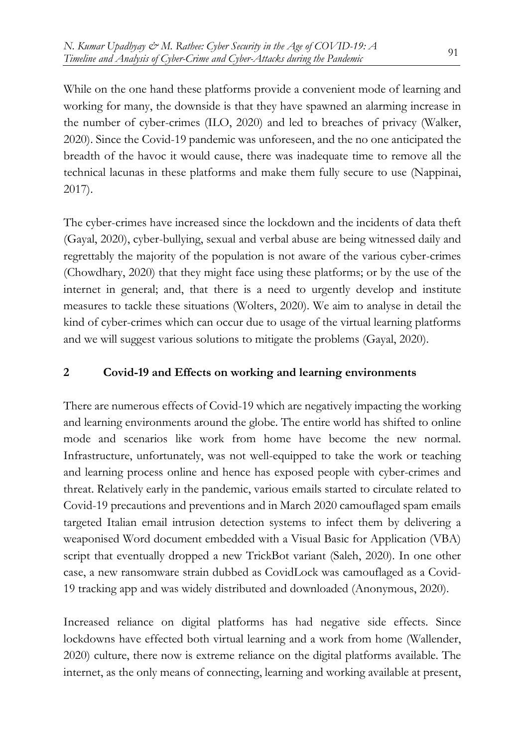While on the one hand these platforms provide a convenient mode of learning and working for many, the downside is that they have spawned an alarming increase in the number of cyber-crimes (ILO, 2020) and led to breaches of privacy (Walker, 2020). Since the Covid-19 pandemic was unforeseen, and the no one anticipated the breadth of the havoc it would cause, there was inadequate time to remove all the technical lacunas in these platforms and make them fully secure to use (Nappinai, 2017).

The cyber-crimes have increased since the lockdown and the incidents of data theft (Gayal, 2020), cyber-bullying, sexual and verbal abuse are being witnessed daily and regrettably the majority of the population is not aware of the various cyber-crimes (Chowdhary, 2020) that they might face using these platforms; or by the use of the internet in general; and, that there is a need to urgently develop and institute measures to tackle these situations (Wolters, 2020). We aim to analyse in detail the kind of cyber-crimes which can occur due to usage of the virtual learning platforms and we will suggest various solutions to mitigate the problems (Gayal, 2020).

## 2 Covid-19 and Effects on working and learning environments

There are numerous effects of Covid-19 which are negatively impacting the working and learning environments around the globe. The entire world has shifted to online mode and scenarios like work from home have become the new normal. Infrastructure, unfortunately, was not well-equipped to take the work or teaching and learning process online and hence has exposed people with cyber-crimes and threat. Relatively early in the pandemic, various emails started to circulate related to Covid-19 precautions and preventions and in March 2020 camouflaged spam emails targeted Italian email intrusion detection systems to infect them by delivering a weaponised Word document embedded with a Visual Basic for Application (VBA) script that eventually dropped a new TrickBot variant (Saleh, 2020). In one other case, a new ransomware strain dubbed as CovidLock was camouflaged as a Covid-19 tracking app and was widely distributed and downloaded (Anonymous, 2020).

Increased reliance on digital platforms has had negative side effects. Since lockdowns have effected both virtual learning and a work from home (Wallender, 2020) culture, there now is extreme reliance on the digital platforms available. The internet, as the only means of connecting, learning and working available at present,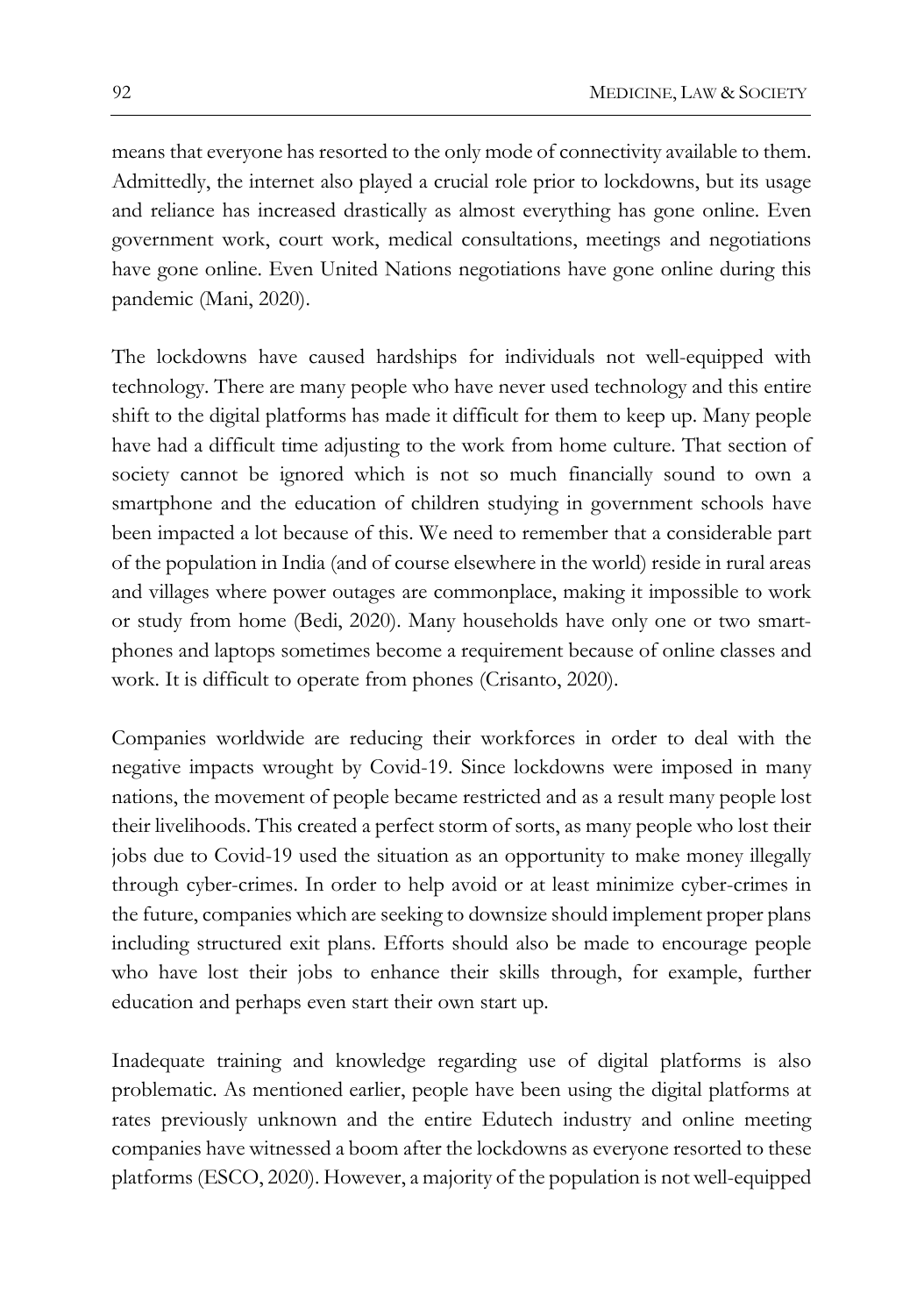means that everyone has resorted to the only mode of connectivity available to them. Admittedly, the internet also played a crucial role prior to lockdowns, but its usage and reliance has increased drastically as almost everything has gone online. Even government work, court work, medical consultations, meetings and negotiations have gone online. Even United Nations negotiations have gone online during this pandemic (Mani, 2020).

The lockdowns have caused hardships for individuals not well-equipped with technology. There are many people who have never used technology and this entire shift to the digital platforms has made it difficult for them to keep up. Many people have had a difficult time adjusting to the work from home culture. That section of society cannot be ignored which is not so much financially sound to own a smartphone and the education of children studying in government schools have been impacted a lot because of this. We need to remember that a considerable part of the population in India (and of course elsewhere in the world) reside in rural areas and villages where power outages are commonplace, making it impossible to work or study from home (Bedi, 2020). Many households have only one or two smart-phones and laptops sometimes become a requirement because of online classes and work. It is difficult to operate from phones (Crisanto, 2020).

Companies worldwide are reducing their workforces in order to deal with the negative impacts wrought by Covid-19. Since lockdowns were imposed in many nations, the movement of people became restricted and as a result many people lost their livelihoods. This created a perfect storm of sorts, as many people who lost their jobs due to Covid-19 used the situation as an opportunity to make money illegally through cyber-crimes. In order to help avoid or at least minimize cyber-crimes in the future, companies which are seeking to downsize should implement proper plans including structured exit plans. Efforts should also be made to encourage people who have lost their jobs to enhance their skills through, for example, further education and perhaps even start their own start up.

Inadequate training and knowledge regarding use of digital platforms is also problematic. As mentioned earlier, people have been using the digital platforms at rates previously unknown and the entire Edutech industry and online meeting companies have witnessed a boom after the lockdowns as everyone resorted to these platforms (ESCO, 2020). However, a majority of the population is not well-equipped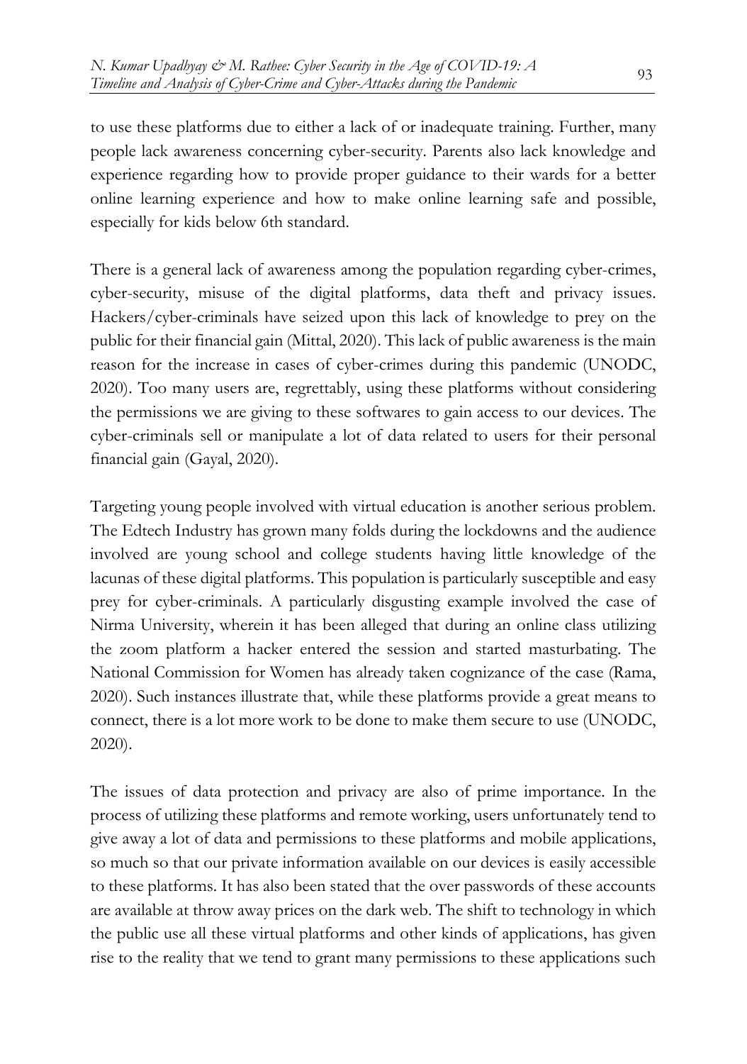to use these platforms due to either a lack of or inadequate training. Further, many people lack awareness concerning cyber-security. Parents also lack knowledge and experience regarding how to provide proper guidance to their wards for a better online learning experience and how to make online learning safe and possible, especially for kids below 6th standard.

There is a general lack of awareness among the population regarding cyber-crimes, cyber-security, misuse of the digital platforms, data theft and privacy issues. Hackers/cyber-criminals have seized upon this lack of knowledge to prey on the public for their financial gain (Mittal, 2020). This lack of public awareness is the main reason for the increase in cases of cyber-crimes during this pandemic (UNODC, 2020). Too many users are, regrettably, using these platforms without considering the permissions we are giving to these softwares to gain access to our devices. The cyber-criminals sell or manipulate a lot of data related to users for their personal financial gain (Gayal, 2020).

Targeting young people involved with virtual education is another serious problem. The Edtech Industry has grown many folds during the lockdowns and the audience involved are young school and college students having little knowledge of the lacunas of these digital platforms. This population is particularly susceptible and easy prey for cyber-criminals. A particularly disgusting example involved the case of Nirma University, wherein it has been alleged that during an online class utilizing the zoom platform a hacker entered the session and started masturbating. The National Commission for Women has already taken cognizance of the case (Rama, 2020). Such instances illustrate that, while these platforms provide a great means to connect, there is a lot more work to be done to make them secure to use (UNODC, 2020).

The issues of data protection and privacy are also of prime importance. In the process of utilizing these platforms and remote working, users unfortunately tend to give away a lot of data and permissions to these platforms and mobile applications, so much so that our private information available on our devices is easily accessible to these platforms. It has also been stated that the over passwords of these accounts are available at throw away prices on the dark web. The shift to technology in which the public use all these virtual platforms and other kinds of applications, has given rise to the reality that we tend to grant many permissions to these applications such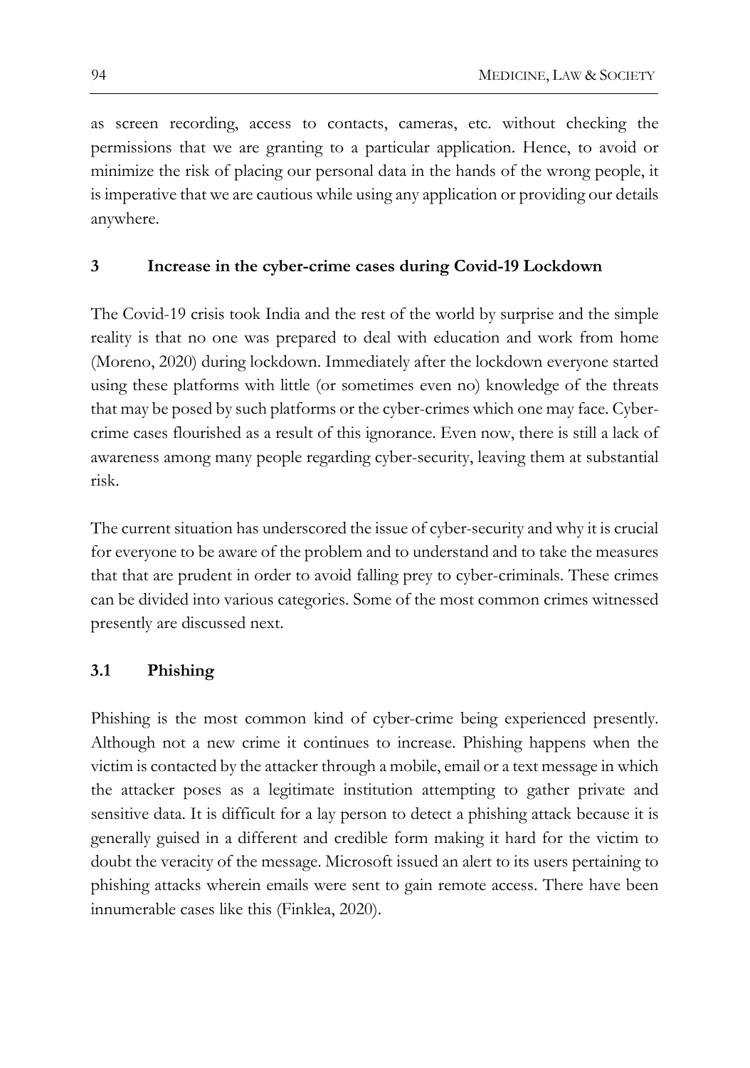as screen recording, access to contacts, cameras, etc. without checking the permissions that we are granting to a particular application. Hence, to avoid or minimize the risk of placing our personal data in the hands of the wrong people, it is imperative that we are cautious while using any application or providing our details anywhere.

## 3 Increase in the cyber-crime cases during Covid-19 Lockdown

The Covid-19 crisis took India and the rest of the world by surprise and the simple reality is that no one was prepared to deal with education and work from home (Moreno, 2020) during lockdown. Immediately after the lockdown everyone started using these platforms with little (or sometimes even no) knowledge of the threats that may be posed by such platforms or the cyber-crimes which one may face. Cyber-crime cases flourished as a result of this ignorance. Even now, there is still a lack of awareness among many people regarding cyber-security, leaving them at substantial risk.

The current situation has underscored the issue of cyber-security and why it is crucial for everyone to be aware of the problem and to understand and to take the measures that that are prudent in order to avoid falling prey to cyber-criminals. These crimes can be divided into various categories. Some of the most common crimes witnessed presently are discussed next.

### 3.1 Phishing

Phishing is the most common kind of cyber-crime being experienced presently. Although not a new crime it continues to increase. Phishing happens when the victim is contacted by the attacker through a mobile, email or a text message in which the attacker poses as a legitimate institution attempting to gather private and sensitive data. It is difficult for a lay person to detect a phishing attack because it is generally guised in a different and credible form making it hard for the victim to doubt the veracity of the message. Microsoft issued an alert to its users pertaining to phishing attacks wherein emails were sent to gain remote access. There have been innumerable cases like this (Finklea, 2020).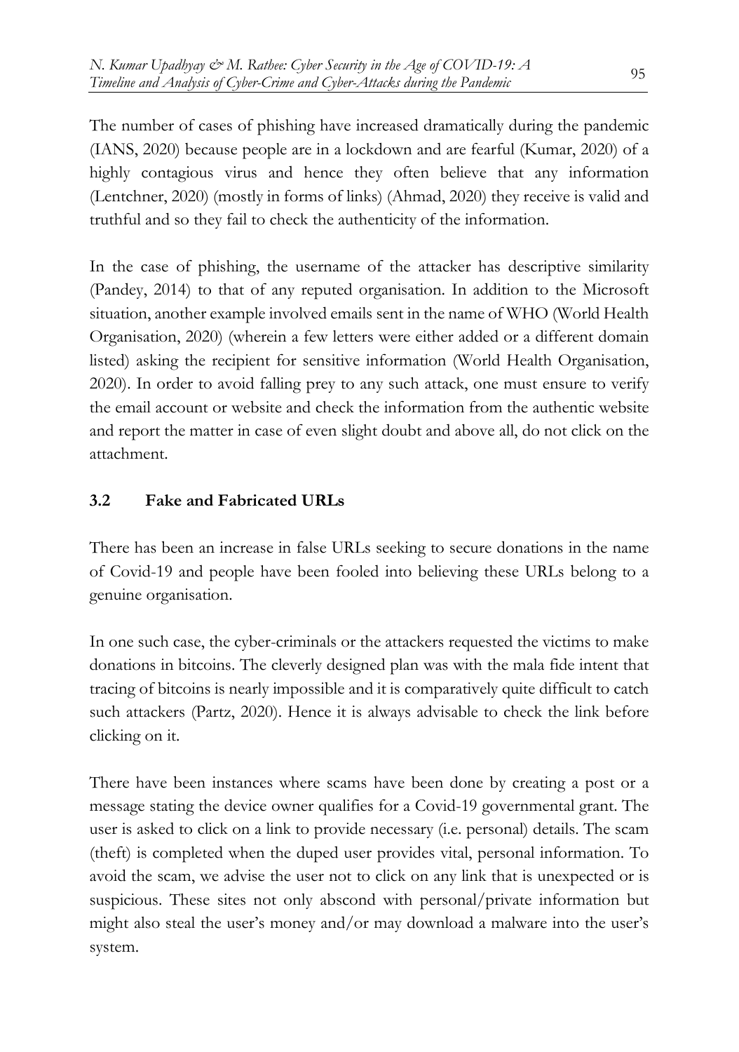The number of cases of phishing have increased dramatically during the pandemic (IANS, 2020) because people are in a lockdown and are fearful (Kumar, 2020) of a highly contagious virus and hence they often believe that any information (Lentchner, 2020) (mostly in forms of links) (Ahmad, 2020) they receive is valid and truthful and so they fail to check the authenticity of the information.

In the case of phishing, the username of the attacker has descriptive similarity (Pandey, 2014) to that of any reputed organisation. In addition to the Microsoft situation, another example involved emails sent in the name of WHO (World Health Organisation, 2020) (wherein a few letters were either added or a different domain listed) asking the recipient for sensitive information (World Health Organisation, 2020). In order to avoid falling prey to any such attack, one must ensure to verify the email account or website and check the information from the authentic website and report the matter in case of even slight doubt and above all, do not click on the attachment.

### 3.2 Fake and Fabricated URLs

There has been an increase in false URLs seeking to secure donations in the name of Covid-19 and people have been fooled into believing these URLs belong to a genuine organisation.

In one such case, the cyber-criminals or the attackers requested the victims to make donations in bitcoins. The cleverly designed plan was with the mala fide intent that tracing of bitcoins is nearly impossible and it is comparatively quite difficult to catch such attackers (Partz, 2020). Hence it is always advisable to check the link before clicking on it.

There have been instances where scams have been done by creating a post or a message stating the device owner qualifies for a Covid-19 governmental grant. The user is asked to click on a link to provide necessary (i.e. personal) details. The scam (theft) is completed when the duped user provides vital, personal information. To avoid the scam, we advise the user not to click on any link that is unexpected or is suspicious. These sites not only abscond with personal/private information but might also steal the user's money and/or may download a malware into the user's system.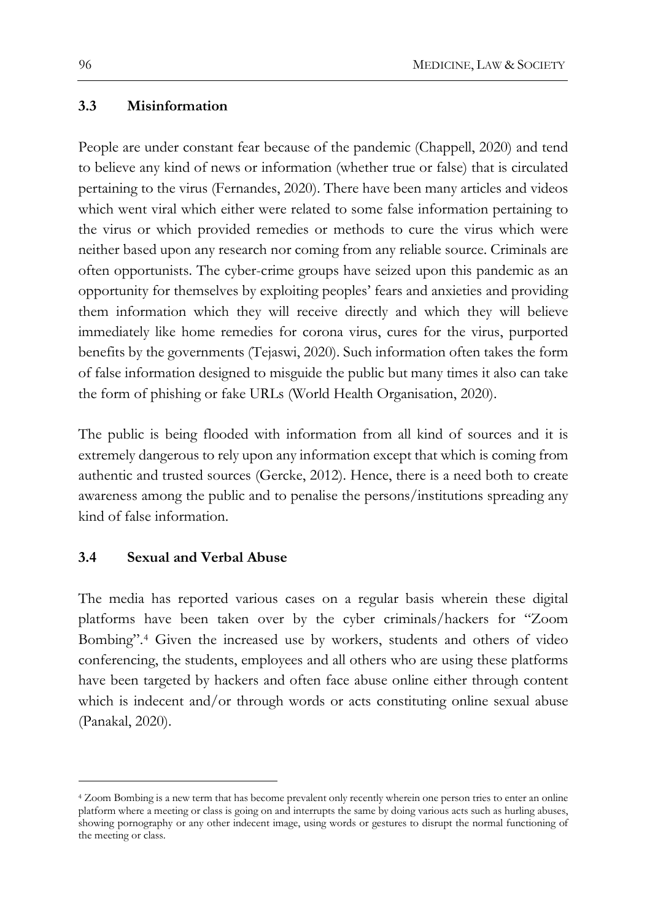### 3.3 Misinformation

People are under constant fear because of the pandemic (Chappell, 2020) and tend to believe any kind of news or information (whether true or false) that is circulated pertaining to the virus (Fernandes, 2020). There have been many articles and videos which went viral which either were related to some false information pertaining to the virus or which provided remedies or methods to cure the virus which were neither based upon any research nor coming from any reliable source. Criminals are often opportunists. The cyber-crime groups have seized upon this pandemic as an opportunity for themselves by exploiting peoples' fears and anxieties and providing them information which they will receive directly and which they will believe immediately like home remedies for corona virus, cures for the virus, purported benefits by the governments (Tejaswi, 2020). Such information often takes the form of false information designed to misguide the public but many times it also can take the form of phishing or fake URLs (World Health Organisation, 2020).

The public is being flooded with information from all kind of sources and it is extremely dangerous to rely upon any information except that which is coming from authentic and trusted sources (Gercke, 2012). Hence, there is a need both to create awareness among the public and to penalise the persons/institutions spreading any kind of false information.

### 3.4 Sexual and Verbal Abuse

The media has reported various cases on a regular basis wherein these digital platforms have been taken over by the cyber criminals/hackers for "Zoom Bombing".[4] Given the increased use by workers, students and others of video conferencing, the students, employees and all others who are using these platforms have been targeted by hackers and often face abuse online either through content which is indecent and/or through words or acts constituting online sexual abuse (Panakal, 2020).

---

[4] Zoom Bombing is a new term that has become prevalent only recently wherein one person tries to enter an online platform where a meeting or class is going on and interrupts the same by doing various acts such as hurling abuses, showing pornography or any other indecent image, using words or gestures to disrupt the normal functioning of the meeting or class.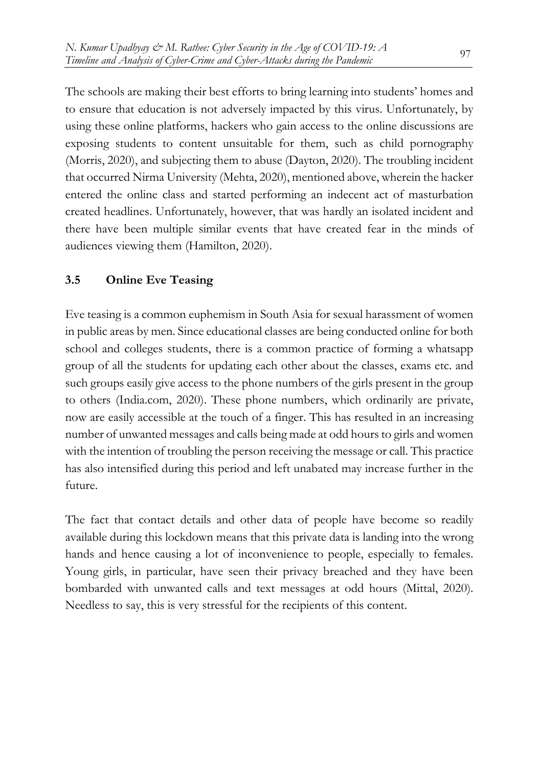The schools are making their best efforts to bring learning into students' homes and to ensure that education is not adversely impacted by this virus. Unfortunately, by using these online platforms, hackers who gain access to the online discussions are exposing students to content unsuitable for them, such as child pornography (Morris, 2020), and subjecting them to abuse (Dayton, 2020). The troubling incident that occurred Nirma University (Mehta, 2020), mentioned above, wherein the hacker entered the online class and started performing an indecent act of masturbation created headlines. Unfortunately, however, that was hardly an isolated incident and there have been multiple similar events that have created fear in the minds of audiences viewing them (Hamilton, 2020).

### 3.5 Online Eve Teasing

Eve teasing is a common euphemism in South Asia for sexual harassment of women in public areas by men. Since educational classes are being conducted online for both school and colleges students, there is a common practice of forming a whatsapp group of all the students for updating each other about the classes, exams etc. and such groups easily give access to the phone numbers of the girls present in the group to others (India.com, 2020). These phone numbers, which ordinarily are private, now are easily accessible at the touch of a finger. This has resulted in an increasing number of unwanted messages and calls being made at odd hours to girls and women with the intention of troubling the person receiving the message or call. This practice has also intensified during this period and left unabated may increase further in the future.

The fact that contact details and other data of people have become so readily available during this lockdown means that this private data is landing into the wrong hands and hence causing a lot of inconvenience to people, especially to females. Young girls, in particular, have seen their privacy breached and they have been bombarded with unwanted calls and text messages at odd hours (Mittal, 2020). Needless to say, this is very stressful for the recipients of this content.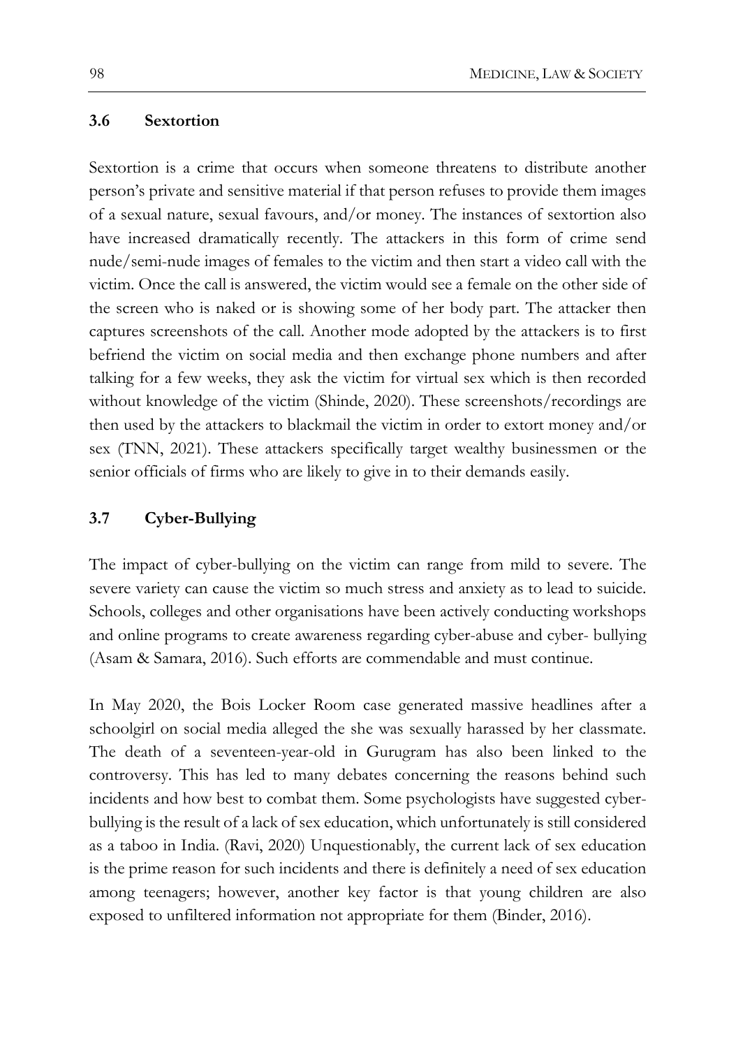### 3.6 Sextortion

Sextortion is a crime that occurs when someone threatens to distribute another person's private and sensitive material if that person refuses to provide them images of a sexual nature, sexual favours, and/or money. The instances of sextortion also have increased dramatically recently. The attackers in this form of crime send nude/semi-nude images of females to the victim and then start a video call with the victim. Once the call is answered, the victim would see a female on the other side of the screen who is naked or is showing some of her body part. The attacker then captures screenshots of the call. Another mode adopted by the attackers is to first befriend the victim on social media and then exchange phone numbers and after talking for a few weeks, they ask the victim for virtual sex which is then recorded without knowledge of the victim (Shinde, 2020). These screenshots/recordings are then used by the attackers to blackmail the victim in order to extort money and/or sex (TNN, 2021). These attackers specifically target wealthy businessmen or the senior officials of firms who are likely to give in to their demands easily.

### 3.7 Cyber-Bullying

The impact of cyber-bullying on the victim can range from mild to severe. The severe variety can cause the victim so much stress and anxiety as to lead to suicide. Schools, colleges and other organisations have been actively conducting workshops and online programs to create awareness regarding cyber-abuse and cyber- bullying (Asam & Samara, 2016). Such efforts are commendable and must continue.

In May 2020, the Bois Locker Room case generated massive headlines after a schoolgirl on social media alleged the she was sexually harassed by her classmate. The death of a seventeen-year-old in Gurugram has also been linked to the controversy. This has led to many debates concerning the reasons behind such incidents and how best to combat them. Some psychologists have suggested cyber-bullying is the result of a lack of sex education, which unfortunately is still considered as a taboo in India. (Ravi, 2020) Unquestionably, the current lack of sex education is the prime reason for such incidents and there is definitely a need of sex education among teenagers; however, another key factor is that young children are also exposed to unfiltered information not appropriate for them (Binder, 2016).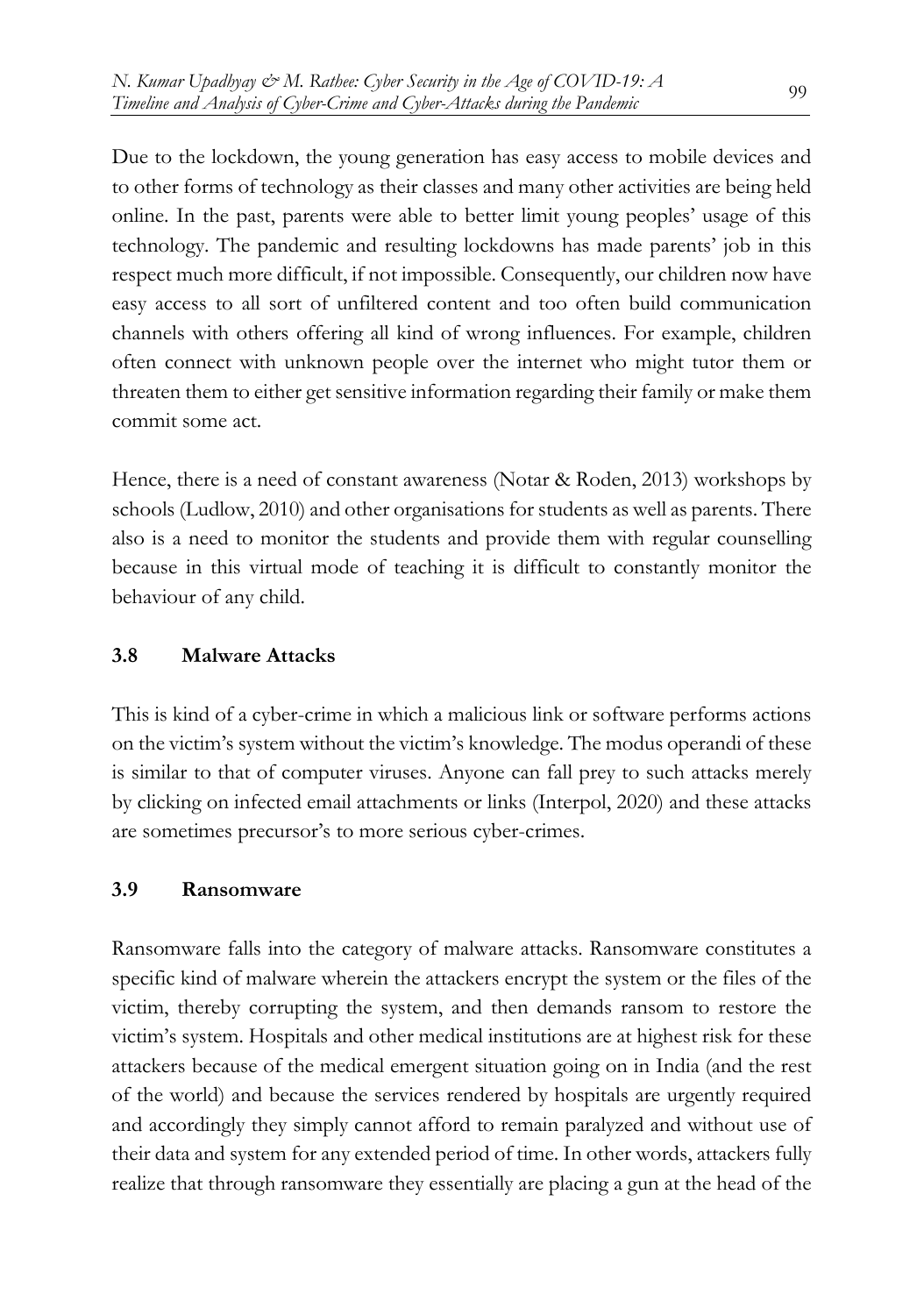Due to the lockdown, the young generation has easy access to mobile devices and to other forms of technology as their classes and many other activities are being held online. In the past, parents were able to better limit young peoples' usage of this technology. The pandemic and resulting lockdowns has made parents' job in this respect much more difficult, if not impossible. Consequently, our children now have easy access to all sort of unfiltered content and too often build communication channels with others offering all kind of wrong influences. For example, children often connect with unknown people over the internet who might tutor them or threaten them to either get sensitive information regarding their family or make them commit some act.

Hence, there is a need of constant awareness (Notar & Roden, 2013) workshops by schools (Ludlow, 2010) and other organisations for students as well as parents. There also is a need to monitor the students and provide them with regular counselling because in this virtual mode of teaching it is difficult to constantly monitor the behaviour of any child.

### 3.8 Malware Attacks

This is kind of a cyber-crime in which a malicious link or software performs actions on the victim's system without the victim's knowledge. The modus operandi of these is similar to that of computer viruses. Anyone can fall prey to such attacks merely by clicking on infected email attachments or links (Interpol, 2020) and these attacks are sometimes precursor's to more serious cyber-crimes.

### 3.9 Ransomware

Ransomware falls into the category of malware attacks. Ransomware constitutes a specific kind of malware wherein the attackers encrypt the system or the files of the victim, thereby corrupting the system, and then demands ransom to restore the victim's system. Hospitals and other medical institutions are at highest risk for these attackers because of the medical emergent situation going on in India (and the rest of the world) and because the services rendered by hospitals are urgently required and accordingly they simply cannot afford to remain paralyzed and without use of their data and system for any extended period of time. In other words, attackers fully realize that through ransomware they essentially are placing a gun at the head of the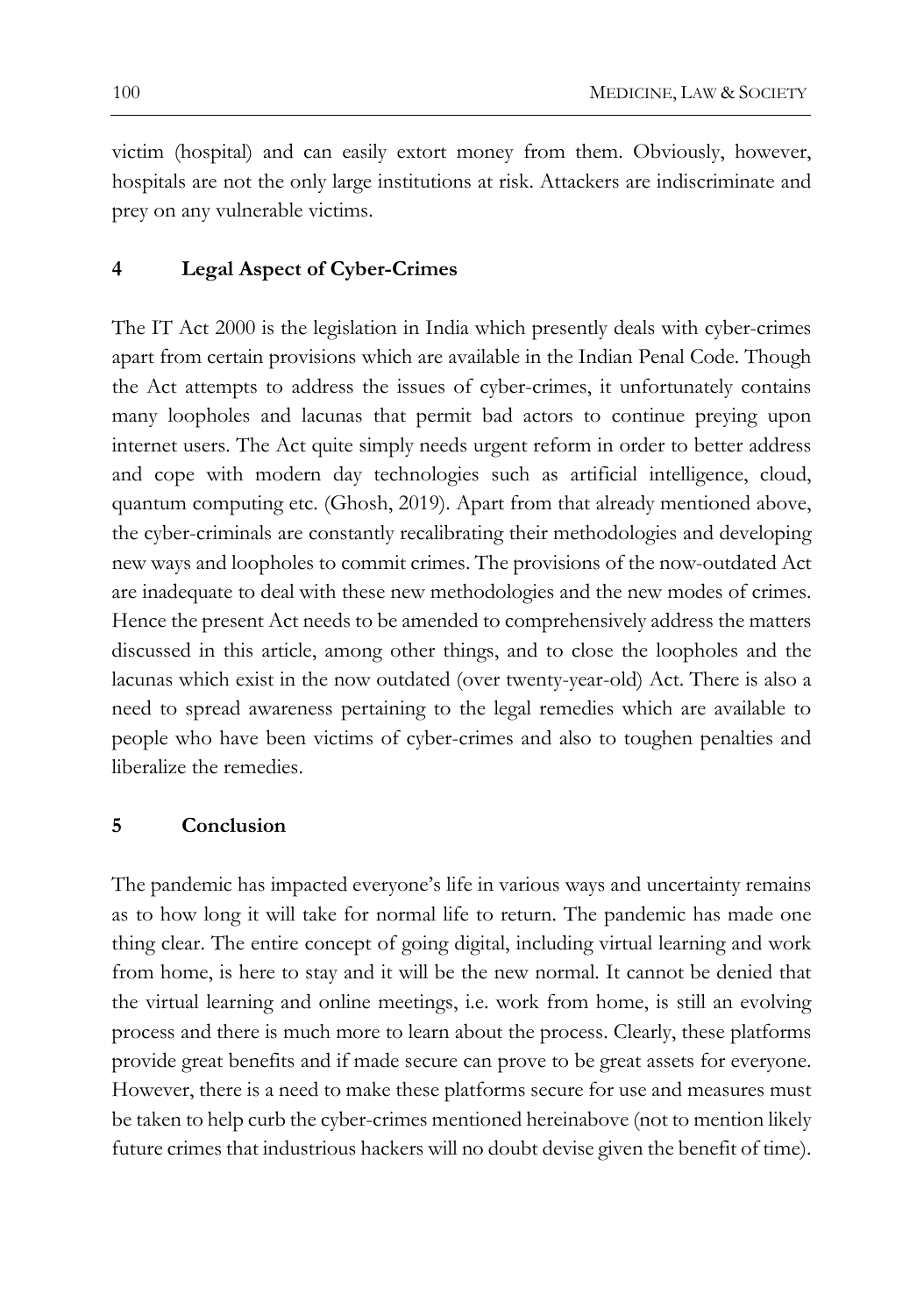victim (hospital) and can easily extort money from them. Obviously, however, hospitals are not the only large institutions at risk. Attackers are indiscriminate and prey on any vulnerable victims.

## 4 Legal Aspect of Cyber-Crimes

The IT Act 2000 is the legislation in India which presently deals with cyber-crimes apart from certain provisions which are available in the Indian Penal Code. Though the Act attempts to address the issues of cyber-crimes, it unfortunately contains many loopholes and lacunas that permit bad actors to continue preying upon internet users. The Act quite simply needs urgent reform in order to better address and cope with modern day technologies such as artificial intelligence, cloud, quantum computing etc. (Ghosh, 2019). Apart from that already mentioned above, the cyber-criminals are constantly recalibrating their methodologies and developing new ways and loopholes to commit crimes. The provisions of the now-outdated Act are inadequate to deal with these new methodologies and the new modes of crimes. Hence the present Act needs to be amended to comprehensively address the matters discussed in this article, among other things, and to close the loopholes and the lacunas which exist in the now outdated (over twenty-year-old) Act. There is also a need to spread awareness pertaining to the legal remedies which are available to people who have been victims of cyber-crimes and also to toughen penalties and liberalize the remedies.

## 5 Conclusion

The pandemic has impacted everyone's life in various ways and uncertainty remains as to how long it will take for normal life to return. The pandemic has made one thing clear. The entire concept of going digital, including virtual learning and work from home, is here to stay and it will be the new normal. It cannot be denied that the virtual learning and online meetings, i.e. work from home, is still an evolving process and there is much more to learn about the process. Clearly, these platforms provide great benefits and if made secure can prove to be great assets for everyone. However, there is a need to make these platforms secure for use and measures must be taken to help curb the cyber-crimes mentioned hereinabove (not to mention likely future crimes that industrious hackers will no doubt devise given the benefit of time).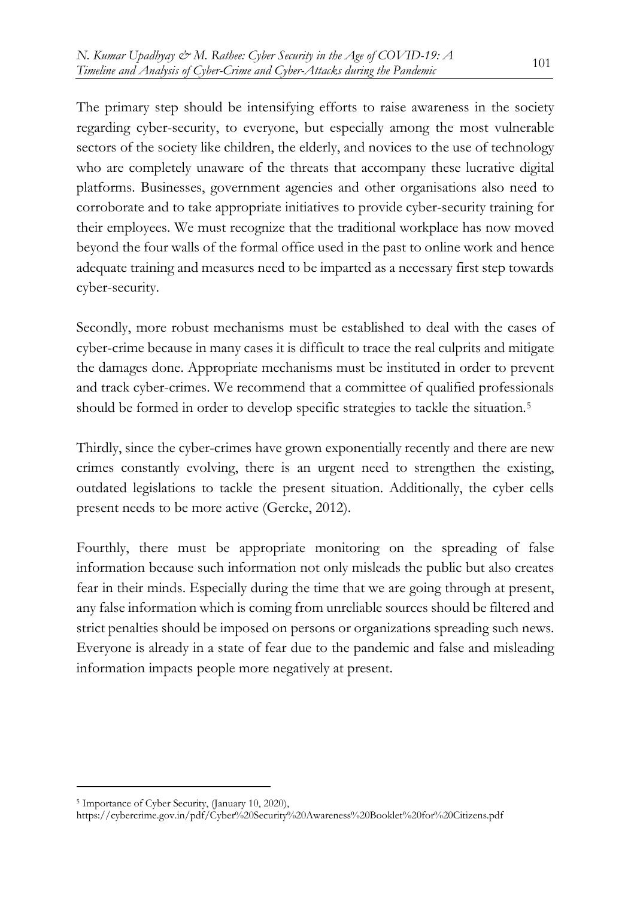The primary step should be intensifying efforts to raise awareness in the society regarding cyber-security, to everyone, but especially among the most vulnerable sectors of the society like children, the elderly, and novices to the use of technology who are completely unaware of the threats that accompany these lucrative digital platforms. Businesses, government agencies and other organisations also need to corroborate and to take appropriate initiatives to provide cyber-security training for their employees. We must recognize that the traditional workplace has now moved beyond the four walls of the formal office used in the past to online work and hence adequate training and measures need to be imparted as a necessary first step towards cyber-security.

Secondly, more robust mechanisms must be established to deal with the cases of cyber-crime because in many cases it is difficult to trace the real culprits and mitigate the damages done. Appropriate mechanisms must be instituted in order to prevent and track cyber-crimes. We recommend that a committee of qualified professionals should be formed in order to develop specific strategies to tackle the situation.[5]

Thirdly, since the cyber-crimes have grown exponentially recently and there are new crimes constantly evolving, there is an urgent need to strengthen the existing, outdated legislations to tackle the present situation. Additionally, the cyber cells present needs to be more active (Gercke, 2012).

Fourthly, there must be appropriate monitoring on the spreading of false information because such information not only misleads the public but also creates fear in their minds. Especially during the time that we are going through at present, any false information which is coming from unreliable sources should be filtered and strict penalties should be imposed on persons or organizations spreading such news. Everyone is already in a state of fear due to the pandemic and false and misleading information impacts people more negatively at present.

---

[5] Importance of Cyber Security, (January 10, 2020), https://cybercrime.gov.in/pdf/Cyber%20Security%20Awareness%20Booklet%20for%20Citizens.pdf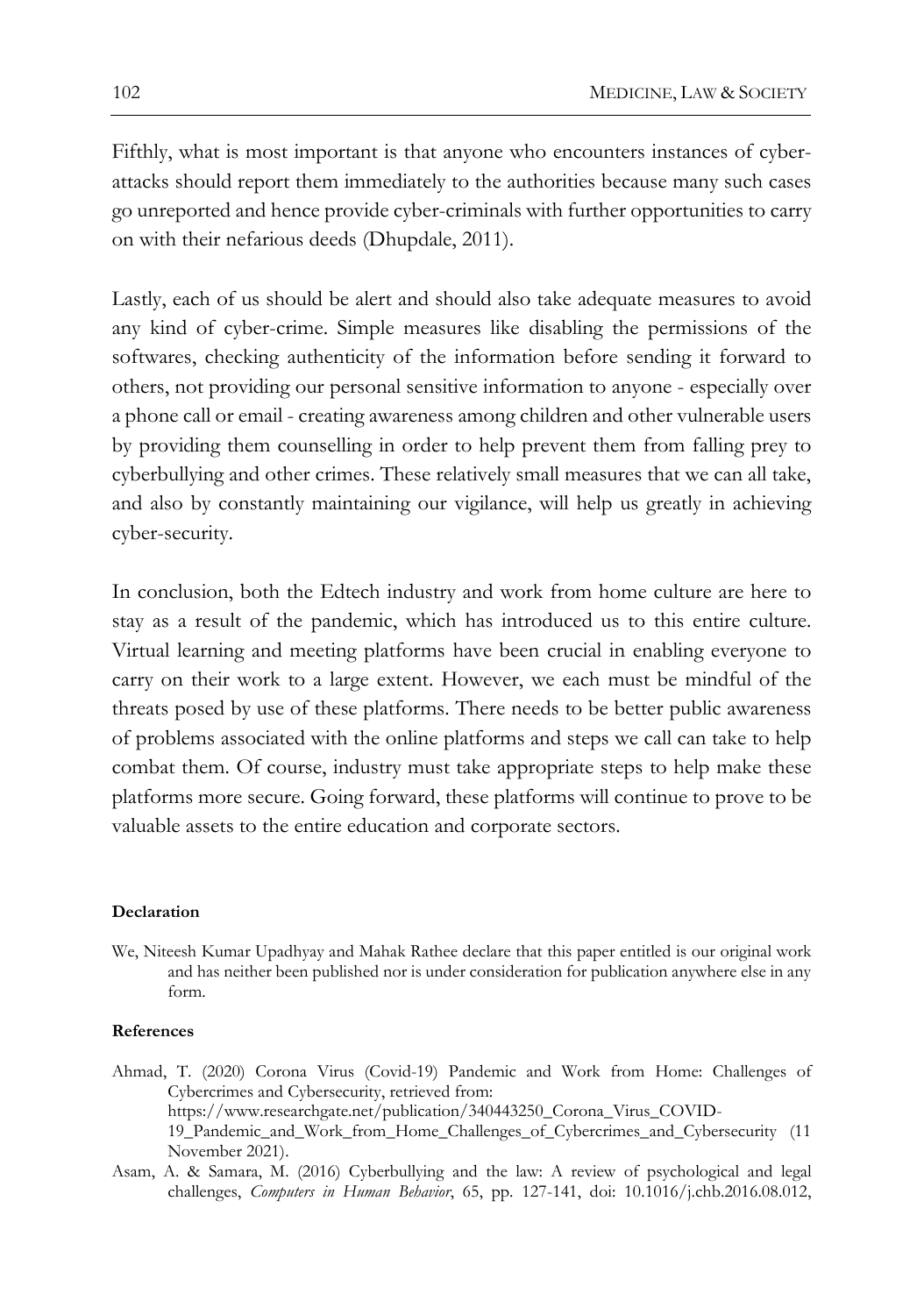Fifthly, what is most important is that anyone who encounters instances of cyber-attacks should report them immediately to the authorities because many such cases go unreported and hence provide cyber-criminals with further opportunities to carry on with their nefarious deeds (Dhupdale, 2011).

Lastly, each of us should be alert and should also take adequate measures to avoid any kind of cyber-crime. Simple measures like disabling the permissions of the softwares, checking authenticity of the information before sending it forward to others, not providing our personal sensitive information to anyone - especially over a phone call or email - creating awareness among children and other vulnerable users by providing them counselling in order to help prevent them from falling prey to cyberbullying and other crimes. These relatively small measures that we can all take, and also by constantly maintaining our vigilance, will help us greatly in achieving cyber-security.

In conclusion, both the Edtech industry and work from home culture are here to stay as a result of the pandemic, which has introduced us to this entire culture. Virtual learning and meeting platforms have been crucial in enabling everyone to carry on their work to a large extent. However, we each must be mindful of the threats posed by use of these platforms. There needs to be better public awareness of problems associated with the online platforms and steps we call can take to help combat them. Of course, industry must take appropriate steps to help make these platforms more secure. Going forward, these platforms will continue to prove to be valuable assets to the entire education and corporate sectors.

**Declaration**

We, Niteesh Kumar Upadhyay and Mahak Rathee declare that this paper entitled is our original work and has neither been published nor is under consideration for publication anywhere else in any form.

**References**

Ahmad, T. (2020) Corona Virus (Covid-19) Pandemic and Work from Home: Challenges of Cybercrimes and Cybersecurity, retrieved from: https://www.researchgate.net/publication/340443250_Corona_Virus_COVID-19_Pandemic_and_Work_from_Home_Challenges_of_Cybercrimes_and_Cybersecurity (11 November 2021).

Asam, A. & Samara, M. (2016) Cyberbullying and the law: A review of psychological and legal challenges, *Computers in Human Behavior*, 65, pp. 127-141, doi: 10.1016/j.chb.2016.08.012,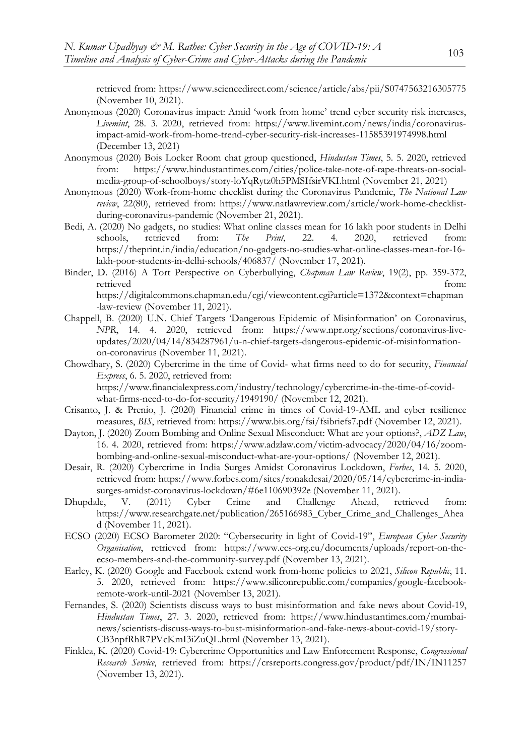retrieved from: https://www.sciencedirect.com/science/article/abs/pii/S0747563216305775 (November 10, 2021).

Anonymous (2020) Coronavirus impact: Amid 'work from home' trend cyber security risk increases, *Livemint*, 28. 3. 2020, retrieved from: https://www.livemint.com/news/india/coronavirus-impact-amid-work-from-home-trend-cyber-security-risk-increases-11585391974998.html (December 13, 2021)

Anonymous (2020) Bois Locker Room chat group questioned, *Hindustan Times*, 5. 5. 2020, retrieved from: https://www.hindustantimes.com/cities/police-take-note-of-rape-threats-on-social-media-group-of-schoolboys/story-loYqRytz0h5PMSIfsirVKI.html (November 21, 2021)

Anonymous (2020) Work-from-home checklist during the Coronavirus Pandemic, *The National Law review*, 22(80), retrieved from: https://www.natlawreview.com/article/work-home-checklist-during-coronavirus-pandemic (November 21, 2021).

Bedi, A. (2020) No gadgets, no studies: What online classes mean for 16 lakh poor students in Delhi schools, retrieved from: *The Print*, 22. 4. 2020, retrieved from: https://theprint.in/india/education/no-gadgets-no-studies-what-online-classes-mean-for-16-lakh-poor-students-in-delhi-schools/406837/ (November 17, 2021).

Binder, D. (2016) A Tort Perspective on Cyberbullying, *Chapman Law Review*, 19(2), pp. 359-372, retrieved from: https://digitalcommons.chapman.edu/cgi/viewcontent.cgi?article=1372&context=chapman-law-review (November 11, 2021).

Chappell, B. (2020) U.N. Chief Targets 'Dangerous Epidemic of Misinformation' on Coronavirus, *NPR*, 14. 4. 2020, retrieved from: https://www.npr.org/sections/coronavirus-live-updates/2020/04/14/834287961/u-n-chief-targets-dangerous-epidemic-of-misinformation-on-coronavirus (November 11, 2021).

Chowdhary, S. (2020) Cybercrime in the time of Covid- what firms need to do for security, *Financial Express*, 6. 5. 2020, retrieved from: https://www.financialexpress.com/industry/technology/cybercrime-in-the-time-of-covid-what-firms-need-to-do-for-security/1949190/ (November 12, 2021).

Crisanto, J. & Prenio, J. (2020) Financial crime in times of Covid-19-AML and cyber resilience measures, *BIS*, retrieved from: https://www.bis.org/fsi/fsibriefs7.pdf (November 12, 2021).

Dayton, J. (2020) Zoom Bombing and Online Sexual Misconduct: What are your options?, *ADZ Law*, 16. 4. 2020, retrieved from: https://www.adzlaw.com/victim-advocacy/2020/04/16/zoom-bombing-and-online-sexual-misconduct-what-are-your-options/ (November 12, 2021).

Desair, R. (2020) Cybercrime in India Surges Amidst Coronavirus Lockdown, *Forbes*, 14. 5. 2020, retrieved from: https://www.forbes.com/sites/ronakdesai/2020/05/14/cybercrime-in-india-surges-amidst-coronavirus-lockdown/#6e110690392e (November 11, 2021).

Dhupdale, V. (2011) Cyber Crime and Challenge Ahead, retrieved from: https://www.researchgate.net/publication/265166983_Cyber_Crime_and_Challenges_Ahead (November 11, 2021).

ECSO (2020) ECSO Barometer 2020: "Cybersecurity in light of Covid-19", *European Cyber Security Organisation*, retrieved from: https://www.ecs-org.eu/documents/uploads/report-on-the-ecso-members-and-the-community-survey.pdf (November 13, 2021).

Earley, K. (2020) Google and Facebook extend work from-home policies to 2021, *Silicon Republic*, 11. 5. 2020, retrieved from: https://siliconrepublic.com/companies/google-facebook-remote-work-until-2021 (November 13, 2021).

Fernandes, S. (2020) Scientists discuss ways to bust misinformation and fake news about Covid-19, *Hindustan Times*, 27. 3. 2020, retrieved from: https://www.hindustantimes.com/mumbai-news/scientists-discuss-ways-to-bust-misinformation-and-fake-news-about-covid-19/story-CB3npfRhR7PVcKmI3iZuQL.html (November 13, 2021).

Finklea, K. (2020) Covid-19: Cybercrime Opportunities and Law Enforcement Response, *Congressional Research Service*, retrieved from: https://crsreports.congress.gov/product/pdf/IN/IN11257 (November 13, 2021).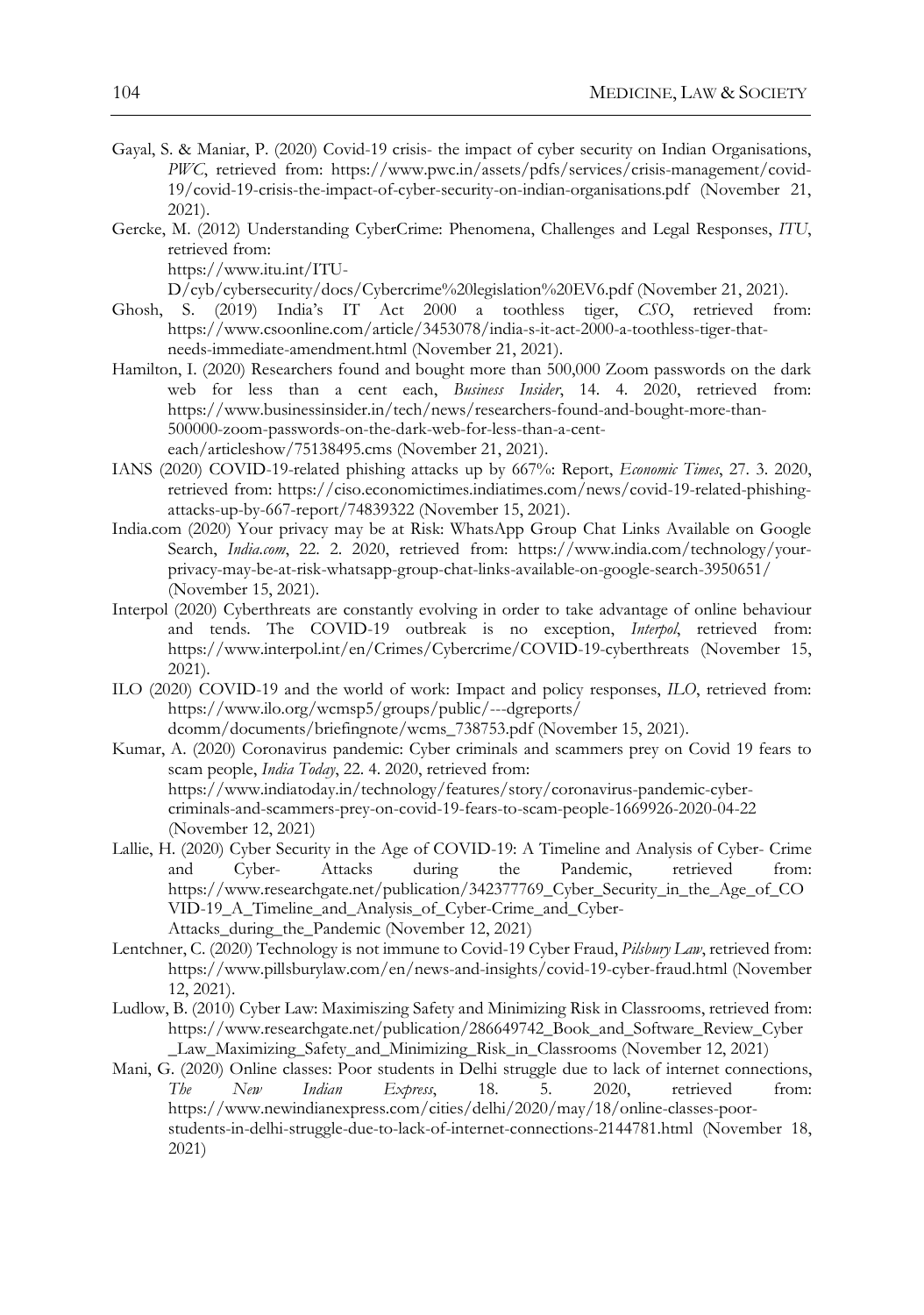Gayal, S. & Maniar, P. (2020) Covid-19 crisis- the impact of cyber security on Indian Organisations, *PWC*, retrieved from: https://www.pwc.in/assets/pdfs/services/crisis-management/covid-19/covid-19-crisis-the-impact-of-cyber-security-on-indian-organisations.pdf (November 21, 2021).

Gercke, M. (2012) Understanding CyberCrime: Phenomena, Challenges and Legal Responses, *ITU*, retrieved from: https://www.itu.int/ITU-D/cyb/cybersecurity/docs/Cybercrime%20legislation%20EV6.pdf (November 21, 2021).

Ghosh, S. (2019) India's IT Act 2000 a toothless tiger, *CSO*, retrieved from: https://www.csoonline.com/article/3453078/india-s-it-act-2000-a-toothless-tiger-that-needs-immediate-amendment.html (November 21, 2021).

Hamilton, I. (2020) Researchers found and bought more than 500,000 Zoom passwords on the dark web for less than a cent each, *Business Insider*, 14. 4. 2020, retrieved from: https://www.businessinsider.in/tech/news/researchers-found-and-bought-more-than-500000-zoom-passwords-on-the-dark-web-for-less-than-a-cent-each/articleshow/75138495.cms (November 21, 2021).

IANS (2020) COVID-19-related phishing attacks up by 667%: Report, *Economic Times*, 27. 3. 2020, retrieved from: https://ciso.economictimes.indiatimes.com/news/covid-19-related-phishing-attacks-up-by-667-report/74839322 (November 15, 2021).

India.com (2020) Your privacy may be at Risk: WhatsApp Group Chat Links Available on Google Search, *India.com*, 22. 2. 2020, retrieved from: https://www.india.com/technology/your-privacy-may-be-at-risk-whatsapp-group-chat-links-available-on-google-search-3950651/ (November 15, 2021).

Interpol (2020) Cyberthreats are constantly evolving in order to take advantage of online behaviour and tends. The COVID-19 outbreak is no exception, *Interpol*, retrieved from: https://www.interpol.int/en/Crimes/Cybercrime/COVID-19-cyberthreats (November 15, 2021).

ILO (2020) COVID-19 and the world of work: Impact and policy responses, *ILO*, retrieved from: https://www.ilo.org/wcmsp5/groups/public/---dgreports/dcomm/documents/briefingnote/wcms_738753.pdf (November 15, 2021).

Kumar, A. (2020) Coronavirus pandemic: Cyber criminals and scammers prey on Covid 19 fears to scam people, *India Today*, 22. 4. 2020, retrieved from: https://www.indiatoday.in/technology/features/story/coronavirus-pandemic-cyber-criminals-and-scammers-prey-on-covid-19-fears-to-scam-people-1669926-2020-04-22 (November 12, 2021)

Lallie, H. (2020) Cyber Security in the Age of COVID-19: A Timeline and Analysis of Cyber- Crime and Cyber- Attacks during the Pandemic, retrieved from: https://www.researchgate.net/publication/342377769_Cyber_Security_in_the_Age_of_COVID-19_A_Timeline_and_Analysis_of_Cyber-Crime_and_Cyber-Attacks_during_the_Pandemic (November 12, 2021)

Lentchner, C. (2020) Technology is not immune to Covid-19 Cyber Fraud, *Pilsbury Law*, retrieved from: https://www.pillsburylaw.com/en/news-and-insights/covid-19-cyber-fraud.html (November 12, 2021).

Ludlow, B. (2010) Cyber Law: Maximiszing Safety and Minimizing Risk in Classrooms, retrieved from: https://www.researchgate.net/publication/286649742_Book_and_Software_Review_Cyber_Law_Maximizing_Safety_and_Minimizing_Risk_in_Classrooms (November 12, 2021)

Mani, G. (2020) Online classes: Poor students in Delhi struggle due to lack of internet connections, *The New Indian Express*, 18. 5. 2020, retrieved from: https://www.newindianexpress.com/cities/delhi/2020/may/18/online-classes-poor-students-in-delhi-struggle-due-to-lack-of-internet-connections-2144781.html (November 18, 2021)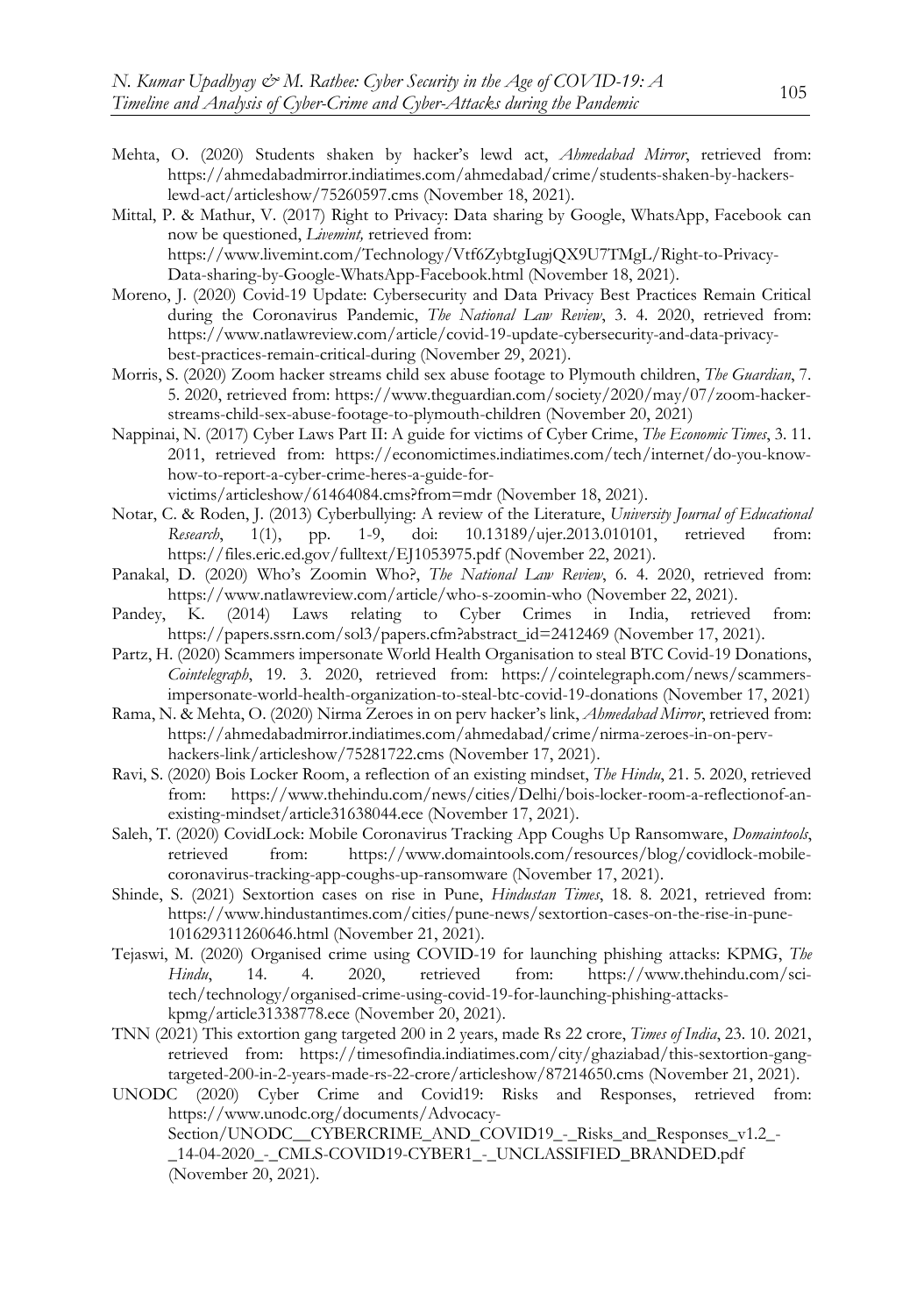Mehta, O. (2020) Students shaken by hacker's lewd act, *Ahmedabad Mirror*, retrieved from: https://ahmedabadmirror.indiatimes.com/ahmedabad/crime/students-shaken-by-hackers-lewd-act/articleshow/75260597.cms (November 18, 2021).

Mittal, P. & Mathur, V. (2017) Right to Privacy: Data sharing by Google, WhatsApp, Facebook can now be questioned, *Livemint,* retrieved from: https://www.livemint.com/Technology/Vtf6ZybtgIugjQX9U7TMgL/Right-to-Privacy-Data-sharing-by-Google-WhatsApp-Facebook.html (November 18, 2021).

Moreno, J. (2020) Covid-19 Update: Cybersecurity and Data Privacy Best Practices Remain Critical during the Coronavirus Pandemic, *The National Law Review*, 3. 4. 2020, retrieved from: https://www.natlawreview.com/article/covid-19-update-cybersecurity-and-data-privacy-best-practices-remain-critical-during (November 29, 2021).

Morris, S. (2020) Zoom hacker streams child sex abuse footage to Plymouth children, *The Guardian*, 7. 5. 2020, retrieved from: https://www.theguardian.com/society/2020/may/07/zoom-hacker-streams-child-sex-abuse-footage-to-plymouth-children (November 20, 2021)

Nappinai, N. (2017) Cyber Laws Part II: A guide for victims of Cyber Crime, *The Economic Times*, 3. 11. 2011, retrieved from: https://economictimes.indiatimes.com/tech/internet/do-you-know-how-to-report-a-cyber-crime-heres-a-guide-for-victims/articleshow/61464084.cms?from=mdr (November 18, 2021).

Notar, C. & Roden, J. (2013) Cyberbullying: A review of the Literature, *University Journal of Educational Research*, 1(1), pp. 1-9, doi: 10.13189/ujer.2013.010101, retrieved from: https://files.eric.ed.gov/fulltext/EJ1053975.pdf (November 22, 2021).

Panakal, D. (2020) Who's Zoomin Who?, *The National Law Review*, 6. 4. 2020, retrieved from: https://www.natlawreview.com/article/who-s-zoomin-who (November 22, 2021).

Pandey, K. (2014) Laws relating to Cyber Crimes in India, retrieved from: https://papers.ssrn.com/sol3/papers.cfm?abstract_id=2412469 (November 17, 2021).

Partz, H. (2020) Scammers impersonate World Health Organisation to steal BTC Covid-19 Donations, *Cointelegraph*, 19. 3. 2020, retrieved from: https://cointelegraph.com/news/scammers-impersonate-world-health-organization-to-steal-btc-covid-19-donations (November 17, 2021)

Rama, N. & Mehta, O. (2020) Nirma Zeroes in on perv hacker's link, *Ahmedabad Mirror*, retrieved from: https://ahmedabadmirror.indiatimes.com/ahmedabad/crime/nirma-zeroes-in-on-perv-hackers-link/articleshow/75281722.cms (November 17, 2021).

Ravi, S. (2020) Bois Locker Room, a reflection of an existing mindset, *The Hindu*, 21. 5. 2020, retrieved from: https://www.thehindu.com/news/cities/Delhi/bois-locker-room-a-reflectionof-an-existing-mindset/article31638044.ece (November 17, 2021).

Saleh, T. (2020) CovidLock: Mobile Coronavirus Tracking App Coughs Up Ransomware, *Domaintools*, retrieved from: https://www.domaintools.com/resources/blog/covidlock-mobile-coronavirus-tracking-app-coughs-up-ransomware (November 17, 2021).

Shinde, S. (2021) Sextortion cases on rise in Pune, *Hindustan Times*, 18. 8. 2021, retrieved from: https://www.hindustantimes.com/cities/pune-news/sextortion-cases-on-the-rise-in-pune-101629311260646.html (November 21, 2021).

Tejaswi, M. (2020) Organised crime using COVID-19 for launching phishing attacks: KPMG, *The Hindu*, 14. 4. 2020, retrieved from: https://www.thehindu.com/sci-tech/technology/organised-crime-using-covid-19-for-launching-phishing-attacks-kpmg/article31338778.ece (November 20, 2021).

TNN (2021) This extortion gang targeted 200 in 2 years, made Rs 22 crore, *Times of India*, 23. 10. 2021, retrieved from: https://timesofindia.indiatimes.com/city/ghaziabad/this-sextortion-gang-targeted-200-in-2-years-made-rs-22-crore/articleshow/87214650.cms (November 21, 2021).

UNODC (2020) Cyber Crime and Covid19: Risks and Responses, retrieved from: https://www.unodc.org/documents/Advocacy-Section/UNODC__CYBERCRIME_AND_COVID19_-_Risks_and_Responses_v1.2_-_14-04-2020_-_CMLS-COVID19-CYBER1_-_UNCLASSIFIED_BRANDED.pdf (November 20, 2021).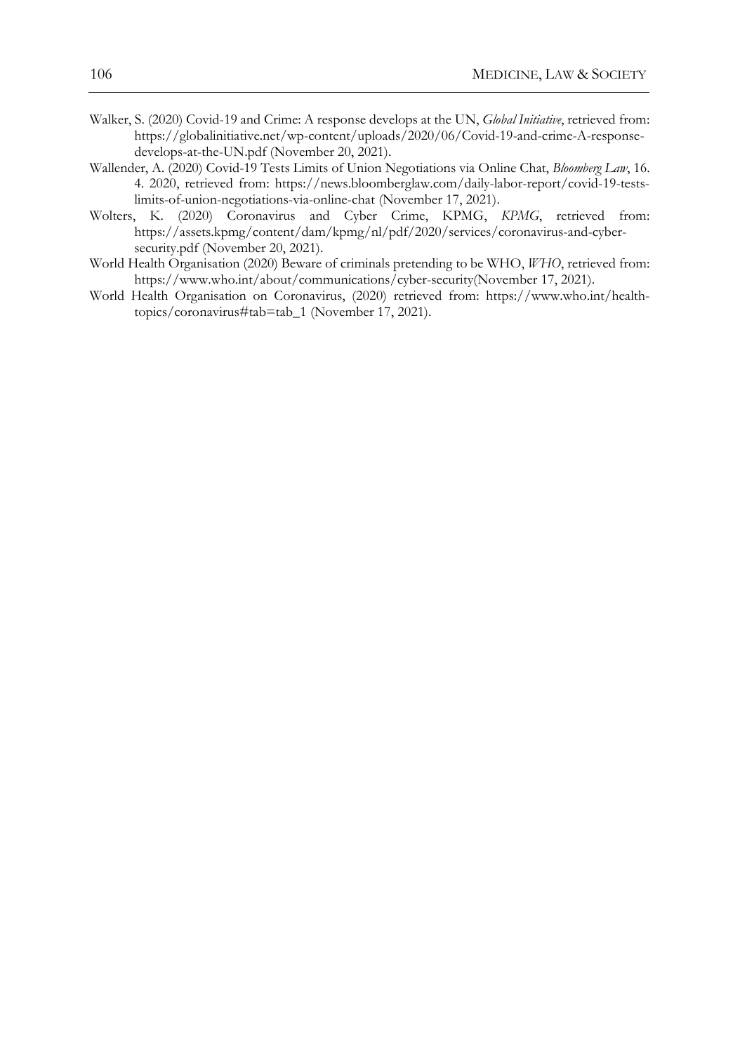Walker, S. (2020) Covid-19 and Crime: A response develops at the UN, *Global Initiative*, retrieved from: https://globalinitiative.net/wp-content/uploads/2020/06/Covid-19-and-crime-A-response-develops-at-the-UN.pdf (November 20, 2021).

Wallender, A. (2020) Covid-19 Tests Limits of Union Negotiations via Online Chat, *Bloomberg Law*, 16. 4. 2020, retrieved from: https://news.bloomberglaw.com/daily-labor-report/covid-19-tests-limits-of-union-negotiations-via-online-chat (November 17, 2021).

Wolters, K. (2020) Coronavirus and Cyber Crime, KPMG, *KPMG*, retrieved from: https://assets.kpmg/content/dam/kpmg/nl/pdf/2020/services/coronavirus-and-cyber-security.pdf (November 20, 2021).

World Health Organisation (2020) Beware of criminals pretending to be WHO, *WHO*, retrieved from: https://www.who.int/about/communications/cyber-security(November 17, 2021).

World Health Organisation on Coronavirus, (2020) retrieved from: https://www.who.int/health-topics/coronavirus#tab=tab_1 (November 17, 2021).